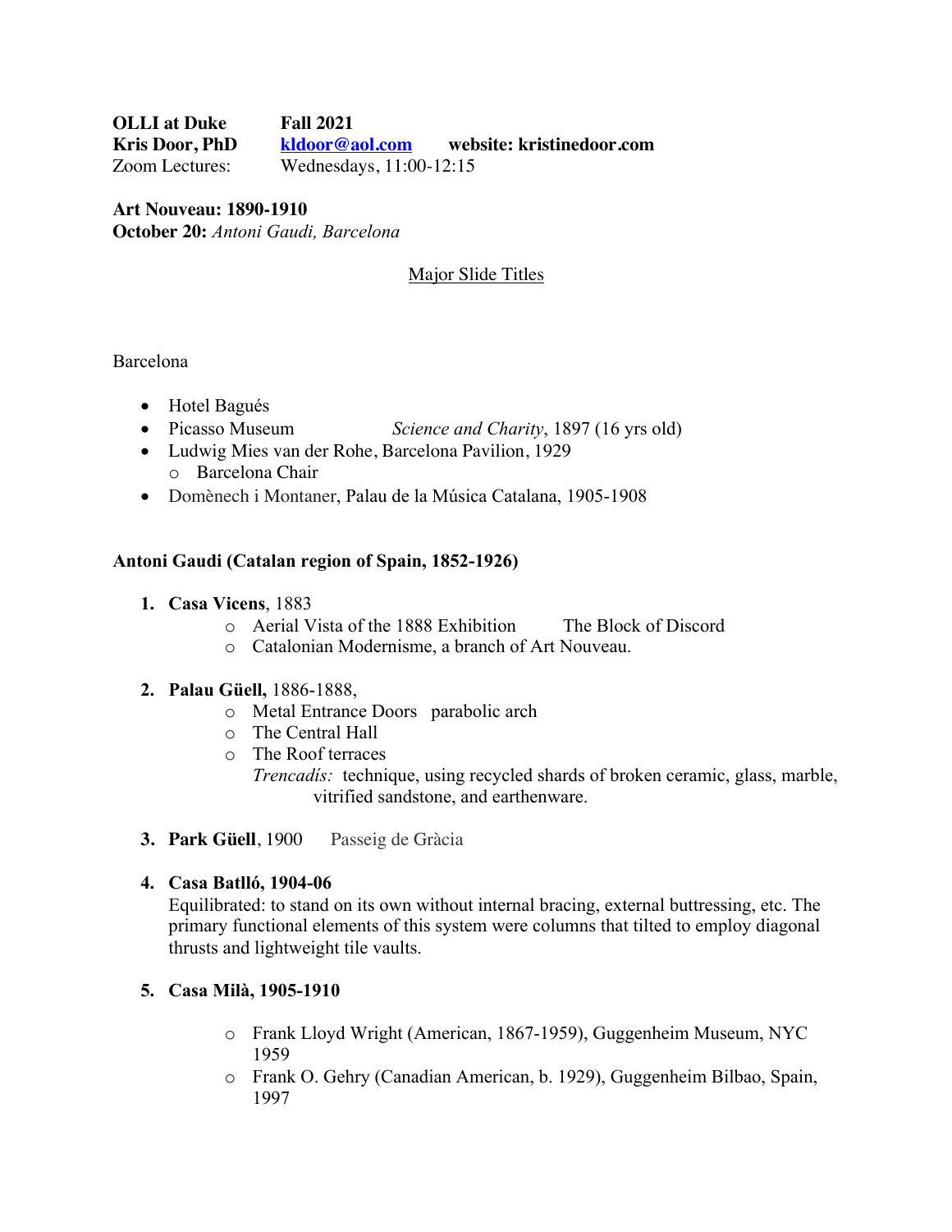**OLLI at Duke** **Fall 2021**
**Kris Door, PhD** **[kldoor@aol.com](mailto:kldoor@aol.com)** **website: kristinedoor.com**
Zoom Lectures: Wednesdays, 11:00-12:15

**Art Nouveau: 1890-1910**
**October 20:** *Antoni Gaudi, Barcelona*

<u>Major Slide Titles</u>

Barcelona

- Hotel Bagués
- Picasso Museum *Science and Charity*, 1897 (16 yrs old)
- Ludwig Mies van der Rohe, Barcelona Pavilion, 1929
  - Barcelona Chair
- Domènech i Montaner, Palau de la Música Catalana, 1905-1908

**Antoni Gaudi (Catalan region of Spain, 1852-1926)**

1. **Casa Vicens**, 1883
   - Aerial Vista of the 1888 Exhibition The Block of Discord
   - Catalonian Modernisme, a branch of Art Nouveau.

2. **Palau Güell,** 1886-1888,
   - Metal Entrance Doors parabolic arch
   - The Central Hall
   - The Roof terraces

     *Trencadís:* technique, using recycled shards of broken ceramic, glass, marble, vitrified sandstone, and earthenware.

3. **Park Güell**, 1900 Passeig de Gràcia

4. **Casa Batlló, 1904-06**

   Equilibrated: to stand on its own without internal bracing, external buttressing, etc. The primary functional elements of this system were columns that tilted to employ diagonal thrusts and lightweight tile vaults.

5. **Casa Milà, 1905-1910**
   - Frank Lloyd Wright (American, 1867-1959), Guggenheim Museum, NYC 1959
   - Frank O. Gehry (Canadian American, b. 1929), Guggenheim Bilbao, Spain, 1997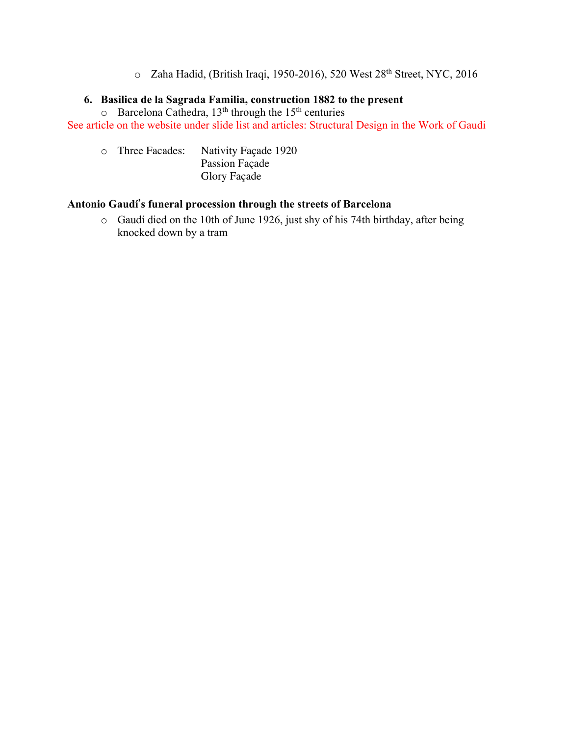- Zaha Hadid, (British Iraqi, 1950-2016), 520 West 28th Street, NYC, 2016

6. **Basilica de la Sagrada Familia, construction 1882 to the present**
   - Barcelona Cathedra, 13th through the 15th centuries

See article on the website under slide list and articles: Structural Design in the Work of Gaudi

- Three Facades: Nativity Façade 1920
  Passion Façade
  Glory Façade

**Antonio Gaudí's funeral procession through the streets of Barcelona**

- Gaudí died on the 10th of June 1926, just shy of his 74th birthday, after being knocked down by a tram